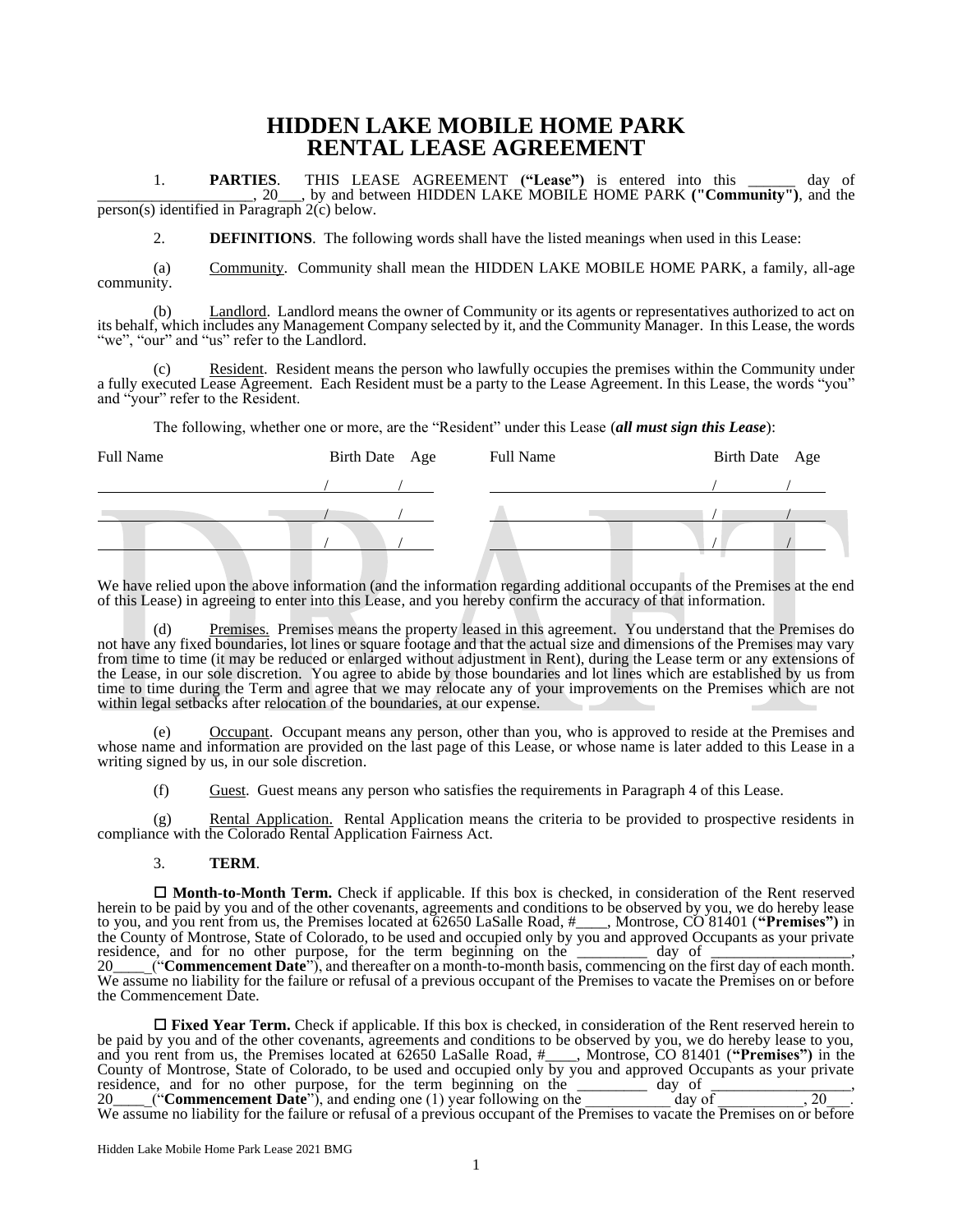# HIDDEN LAKE MOBILE HOME PARK
# RENTAL LEASE AGREEMENT

1. **PARTIES**. THIS LEASE AGREEMENT **("Lease")** is entered into this ______ day of ____________________, 20___, by and between HIDDEN LAKE MOBILE HOME PARK **("Community")**, and the person(s) identified in Paragraph 2(c) below.

2. **DEFINITIONS**. The following words shall have the listed meanings when used in this Lease:

(a) Community. Community shall mean the HIDDEN LAKE MOBILE HOME PARK, a family, all-age community.

(b) Landlord. Landlord means the owner of Community or its agents or representatives authorized to act on its behalf, which includes any Management Company selected by it, and the Community Manager. In this Lease, the words "we", "our" and "us" refer to the Landlord.

(c) Resident. Resident means the person who lawfully occupies the premises within the Community under a fully executed Lease Agreement. Each Resident must be a party to the Lease Agreement. In this Lease, the words "you" and "your" refer to the Resident.

The following, whether one or more, are the "Resident" under this Lease (***all must sign this Lease***):

| Full Name | Birth Date | Age | Full Name | Birth Date | Age |
|---|---|---|---|---|---|
| | / / | | | / / | |
| | / / | | | / / | |
| | / / | | | / / | |

We have relied upon the above information (and the information regarding additional occupants of the Premises at the end of this Lease) in agreeing to enter into this Lease, and you hereby confirm the accuracy of that information.

(d) Premises. Premises means the property leased in this agreement. You understand that the Premises do not have any fixed boundaries, lot lines or square footage and that the actual size and dimensions of the Premises may vary from time to time (it may be reduced or enlarged without adjustment in Rent), during the Lease term or any extensions of the Lease, in our sole discretion. You agree to abide by those boundaries and lot lines which are established by us from time to time during the Term and agree that we may relocate any of your improvements on the Premises which are not within legal setbacks after relocation of the boundaries, at our expense.

(e) Occupant. Occupant means any person, other than you, who is approved to reside at the Premises and whose name and information are provided on the last page of this Lease, or whose name is later added to this Lease in a writing signed by us, in our sole discretion.

(f) Guest. Guest means any person who satisfies the requirements in Paragraph 4 of this Lease.

(g) Rental Application. Rental Application means the criteria to be provided to prospective residents in compliance with the Colorado Rental Application Fairness Act.

3. **TERM**.

☐ **Month-to-Month Term.** Check if applicable. If this box is checked, in consideration of the Rent reserved herein to be paid by you and of the other covenants, agreements and conditions to be observed by you, we do hereby lease to you, and you rent from us, the Premises located at 62650 LaSalle Road, #____, Montrose, CO 81401 (**"Premises")** in the County of Montrose, State of Colorado, to be used and occupied only by you and approved Occupants as your private residence, and for no other purpose, for the term beginning on the _________ day of _________________, 20____ ("**Commencement Date**"), and thereafter on a month-to-month basis, commencing on the first day of each month. We assume no liability for the failure or refusal of a previous occupant of the Premises to vacate the Premises on or before the Commencement Date.

☐ **Fixed Year Term.** Check if applicable. If this box is checked, in consideration of the Rent reserved herein to be paid by you and of the other covenants, agreements and conditions to be observed by you, we do hereby lease to you, and you rent from us, the Premises located at 62650 LaSalle Road, #____, Montrose, CO 81401 (**"Premises")** in the County of Montrose, State of Colorado, to be used and occupied only by you and approved Occupants as your private residence, and for no other purpose, for the term beginning on the _________ day of _________________, 20____ ("**Commencement Date**"), and ending one (1) year following on the ___________ day of ___________, 20___. We assume no liability for the failure or refusal of a previous occupant of the Premises to vacate the Premises on or before

Hidden Lake Mobile Home Park Lease 2021 BMG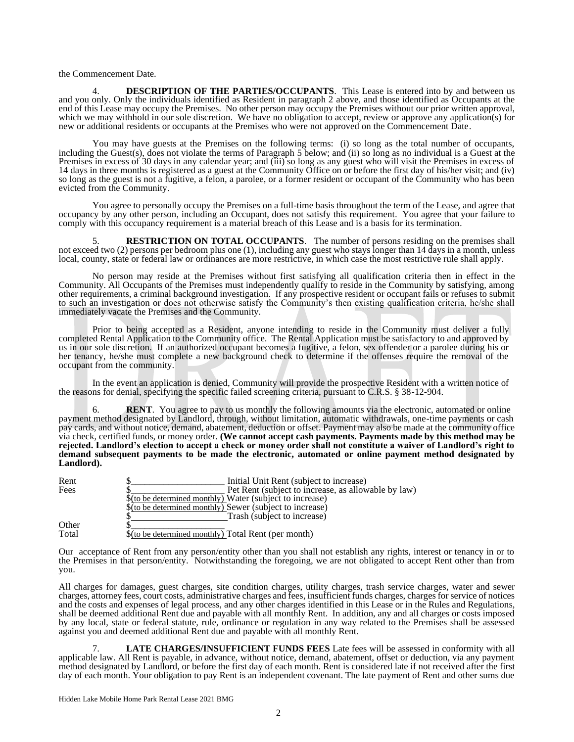the Commencement Date.

4. **DESCRIPTION OF THE PARTIES/OCCUPANTS**. This Lease is entered into by and between us and you only. Only the individuals identified as Resident in paragraph 2 above, and those identified as Occupants at the end of this Lease may occupy the Premises. No other person may occupy the Premises without our prior written approval, which we may withhold in our sole discretion. We have no obligation to accept, review or approve any application(s) for new or additional residents or occupants at the Premises who were not approved on the Commencement Date.

You may have guests at the Premises on the following terms: (i) so long as the total number of occupants, including the Guest(s), does not violate the terms of Paragraph 5 below; and (ii) so long as no individual is a Guest at the Premises in excess of 30 days in any calendar year; and (iii) so long as any guest who will visit the Premises in excess of 14 days in three months is registered as a guest at the Community Office on or before the first day of his/her visit; and (iv) so long as the guest is not a fugitive, a felon, a parolee, or a former resident or occupant of the Community who has been evicted from the Community.

You agree to personally occupy the Premises on a full-time basis throughout the term of the Lease, and agree that occupancy by any other person, including an Occupant, does not satisfy this requirement. You agree that your failure to comply with this occupancy requirement is a material breach of this Lease and is a basis for its termination.

5. **RESTRICTION ON TOTAL OCCUPANTS**. The number of persons residing on the premises shall not exceed two (2) persons per bedroom plus one (1), including any guest who stays longer than 14 days in a month, unless local, county, state or federal law or ordinances are more restrictive, in which case the most restrictive rule shall apply.

No person may reside at the Premises without first satisfying all qualification criteria then in effect in the Community. All Occupants of the Premises must independently qualify to reside in the Community by satisfying, among other requirements, a criminal background investigation. If any prospective resident or occupant fails or refuses to submit to such an investigation or does not otherwise satisfy the Community's then existing qualification criteria, he/she shall immediately vacate the Premises and the Community.

Prior to being accepted as a Resident, anyone intending to reside in the Community must deliver a fully completed Rental Application to the Community office. The Rental Application must be satisfactory to and approved by us in our sole discretion. If an authorized occupant becomes a fugitive, a felon, sex offender or a parolee during his or her tenancy, he/she must complete a new background check to determine if the offenses require the removal of the occupant from the community.

In the event an application is denied, Community will provide the prospective Resident with a written notice of the reasons for denial, specifying the specific failed screening criteria, pursuant to C.R.S. § 38-12-904.

6. **RENT**. You agree to pay to us monthly the following amounts via the electronic, automated or online payment method designated by Landlord, through, without limitation, automatic withdrawals, one-time payments or cash pay cards, and without notice, demand, abatement, deduction or offset. Payment may also be made at the community office via check, certified funds, or money order. **(We cannot accept cash payments. Payments made by this method may be rejected. Landlord's election to accept a check or money order shall not constitute a waiver of Landlord's right to demand subsequent payments to be made the electronic, automated or online payment method designated by Landlord).**

| | | |
|---|---|---|
| Rent | $\_\_\_\_\_\_\_\_\_\_\_\_\_\_\_\_\_\_\_\_ | Initial Unit Rent (subject to increase) |
| Fees | $\_\_\_\_\_\_\_\_\_\_\_\_\_\_\_\_\_\_\_\_ | Pet Rent (subject to increase, as allowable by law) |
| | $(to be determined monthly) | Water (subject to increase) |
| | $(to be determined monthly) | Sewer (subject to increase) |
| | $\_\_\_\_\_\_\_\_\_\_\_\_\_\_\_\_\_\_\_\_ | Trash (subject to increase) |
| Other | $\_\_\_\_\_\_\_\_\_\_\_\_\_\_\_\_\_\_\_\_ | |
| Total | $(to be determined monthly) | Total Rent (per month) |

Our acceptance of Rent from any person/entity other than you shall not establish any rights, interest or tenancy in or to the Premises in that person/entity. Notwithstanding the foregoing, we are not obligated to accept Rent other than from you.

All charges for damages, guest charges, site condition charges, utility charges, trash service charges, water and sewer charges, attorney fees, court costs, administrative charges and fees, insufficient funds charges, charges for service of notices and the costs and expenses of legal process, and any other charges identified in this Lease or in the Rules and Regulations, shall be deemed additional Rent due and payable with all monthly Rent. In addition, any and all charges or costs imposed by any local, state or federal statute, rule, ordinance or regulation in any way related to the Premises shall be assessed against you and deemed additional Rent due and payable with all monthly Rent.

7. **LATE CHARGES/INSUFFICIENT FUNDS FEES** Late fees will be assessed in conformity with all applicable law. All Rent is payable, in advance, without notice, demand, abatement, offset or deduction, via any payment method designated by Landlord, or before the first day of each month. Rent is considered late if not received after the first day of each month. Your obligation to pay Rent is an independent covenant. The late payment of Rent and other sums due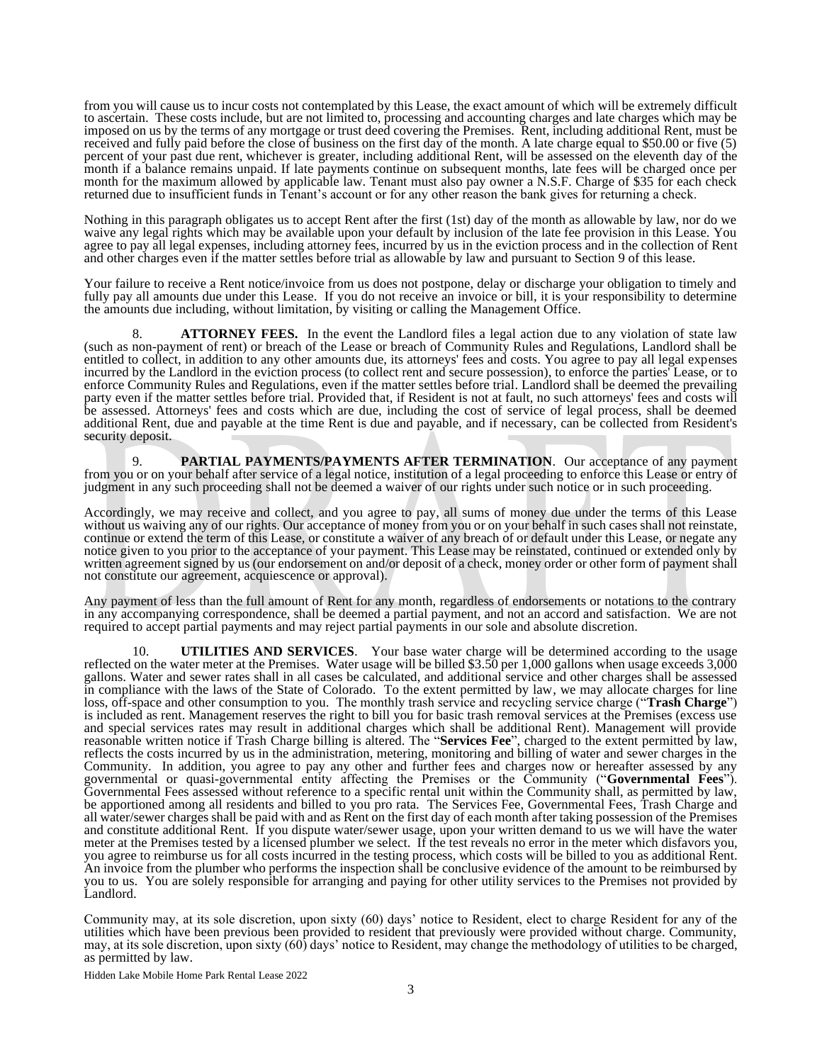from you will cause us to incur costs not contemplated by this Lease, the exact amount of which will be extremely difficult to ascertain. These costs include, but are not limited to, processing and accounting charges and late charges which may be imposed on us by the terms of any mortgage or trust deed covering the Premises. Rent, including additional Rent, must be received and fully paid before the close of business on the first day of the month. A late charge equal to $50.00 or five (5) percent of your past due rent, whichever is greater, including additional Rent, will be assessed on the eleventh day of the month if a balance remains unpaid. If late payments continue on subsequent months, late fees will be charged once per month for the maximum allowed by applicable law. Tenant must also pay owner a N.S.F. Charge of $35 for each check returned due to insufficient funds in Tenant's account or for any other reason the bank gives for returning a check.

Nothing in this paragraph obligates us to accept Rent after the first (1st) day of the month as allowable by law, nor do we waive any legal rights which may be available upon your default by inclusion of the late fee provision in this Lease. You agree to pay all legal expenses, including attorney fees, incurred by us in the eviction process and in the collection of Rent and other charges even if the matter settles before trial as allowable by law and pursuant to Section 9 of this lease.

Your failure to receive a Rent notice/invoice from us does not postpone, delay or discharge your obligation to timely and fully pay all amounts due under this Lease. If you do not receive an invoice or bill, it is your responsibility to determine the amounts due including, without limitation, by visiting or calling the Management Office.

8. **ATTORNEY FEES.** In the event the Landlord files a legal action due to any violation of state law (such as non-payment of rent) or breach of the Lease or breach of Community Rules and Regulations, Landlord shall be entitled to collect, in addition to any other amounts due, its attorneys' fees and costs. You agree to pay all legal expenses incurred by the Landlord in the eviction process (to collect rent and secure possession), to enforce the parties' Lease, or to enforce Community Rules and Regulations, even if the matter settles before trial. Landlord shall be deemed the prevailing party even if the matter settles before trial. Provided that, if Resident is not at fault, no such attorneys' fees and costs will be assessed. Attorneys' fees and costs which are due, including the cost of service of legal process, shall be deemed additional Rent, due and payable at the time Rent is due and payable, and if necessary, can be collected from Resident's security deposit.

9. **PARTIAL PAYMENTS/PAYMENTS AFTER TERMINATION**. Our acceptance of any payment from you or on your behalf after service of a legal notice, institution of a legal proceeding to enforce this Lease or entry of judgment in any such proceeding shall not be deemed a waiver of our rights under such notice or in such proceeding.

Accordingly, we may receive and collect, and you agree to pay, all sums of money due under the terms of this Lease without us waiving any of our rights. Our acceptance of money from you or on your behalf in such cases shall not reinstate, continue or extend the term of this Lease, or constitute a waiver of any breach of or default under this Lease, or negate any notice given to you prior to the acceptance of your payment. This Lease may be reinstated, continued or extended only by written agreement signed by us (our endorsement on and/or deposit of a check, money order or other form of payment shall not constitute our agreement, acquiescence or approval).

Any payment of less than the full amount of Rent for any month, regardless of endorsements or notations to the contrary in any accompanying correspondence, shall be deemed a partial payment, and not an accord and satisfaction. We are not required to accept partial payments and may reject partial payments in our sole and absolute discretion.

10. **UTILITIES AND SERVICES**. Your base water charge will be determined according to the usage reflected on the water meter at the Premises. Water usage will be billed $3.50 per 1,000 gallons when usage exceeds 3,000 gallons. Water and sewer rates shall in all cases be calculated, and additional service and other charges shall be assessed in compliance with the laws of the State of Colorado. To the extent permitted by law, we may allocate charges for line loss, off-space and other consumption to you. The monthly trash service and recycling service charge ("**Trash Charge**") is included as rent. Management reserves the right to bill you for basic trash removal services at the Premises (excess use and special services rates may result in additional charges which shall be additional Rent). Management will provide reasonable written notice if Trash Charge billing is altered. The "**Services Fee**", charged to the extent permitted by law, reflects the costs incurred by us in the administration, metering, monitoring and billing of water and sewer charges in the Community. In addition, you agree to pay any other and further fees and charges now or hereafter assessed by any governmental or quasi-governmental entity affecting the Premises or the Community ("**Governmental Fees**"). Governmental Fees assessed without reference to a specific rental unit within the Community shall, as permitted by law, be apportioned among all residents and billed to you pro rata. The Services Fee, Governmental Fees, Trash Charge and all water/sewer charges shall be paid with and as Rent on the first day of each month after taking possession of the Premises and constitute additional Rent. If you dispute water/sewer usage, upon your written demand to us we will have the water meter at the Premises tested by a licensed plumber we select. If the test reveals no error in the meter which disfavors you, you agree to reimburse us for all costs incurred in the testing process, which costs will be billed to you as additional Rent. An invoice from the plumber who performs the inspection shall be conclusive evidence of the amount to be reimbursed by you to us. You are solely responsible for arranging and paying for other utility services to the Premises not provided by Landlord.

Community may, at its sole discretion, upon sixty (60) days' notice to Resident, elect to charge Resident for any of the utilities which have been previous been provided to resident that previously were provided without charge. Community, may, at its sole discretion, upon sixty (60) days' notice to Resident, may change the methodology of utilities to be charged, as permitted by law.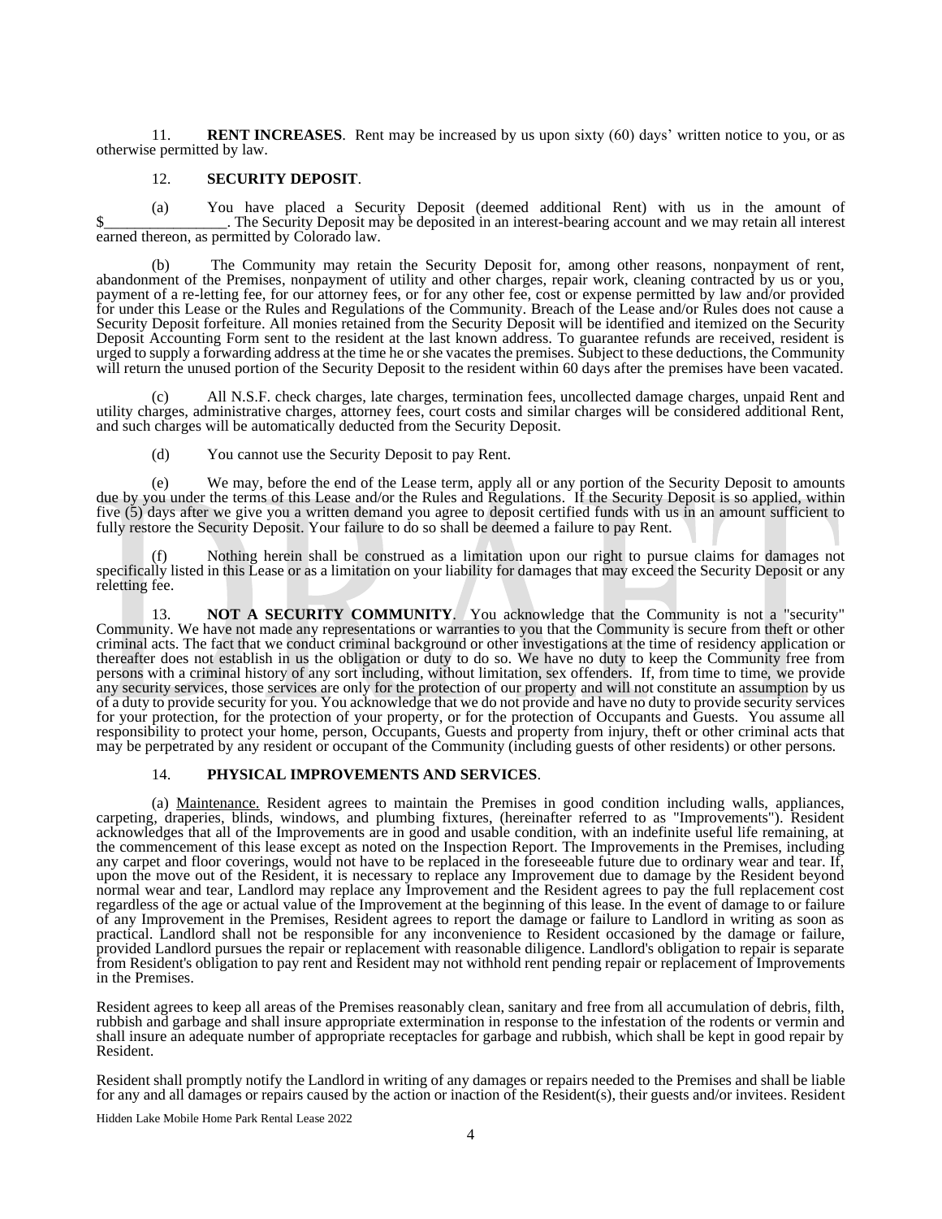11. **RENT INCREASES**. Rent may be increased by us upon sixty (60) days' written notice to you, or as otherwise permitted by law.

12. **SECURITY DEPOSIT**.

(a) You have placed a Security Deposit (deemed additional Rent) with us in the amount of $________________. The Security Deposit may be deposited in an interest-bearing account and we may retain all interest earned thereon, as permitted by Colorado law.

(b) The Community may retain the Security Deposit for, among other reasons, nonpayment of rent, abandonment of the Premises, nonpayment of utility and other charges, repair work, cleaning contracted by us or you, payment of a re-letting fee, for our attorney fees, or for any other fee, cost or expense permitted by law and/or provided for under this Lease or the Rules and Regulations of the Community. Breach of the Lease and/or Rules does not cause a Security Deposit forfeiture. All monies retained from the Security Deposit will be identified and itemized on the Security Deposit Accounting Form sent to the resident at the last known address. To guarantee refunds are received, resident is urged to supply a forwarding address at the time he or she vacates the premises. Subject to these deductions, the Community will return the unused portion of the Security Deposit to the resident within 60 days after the premises have been vacated.

(c) All N.S.F. check charges, late charges, termination fees, uncollected damage charges, unpaid Rent and utility charges, administrative charges, attorney fees, court costs and similar charges will be considered additional Rent, and such charges will be automatically deducted from the Security Deposit.

(d) You cannot use the Security Deposit to pay Rent.

(e) We may, before the end of the Lease term, apply all or any portion of the Security Deposit to amounts due by you under the terms of this Lease and/or the Rules and Regulations. If the Security Deposit is so applied, within five (5) days after we give you a written demand you agree to deposit certified funds with us in an amount sufficient to fully restore the Security Deposit. Your failure to do so shall be deemed a failure to pay Rent.

(f) Nothing herein shall be construed as a limitation upon our right to pursue claims for damages not specifically listed in this Lease or as a limitation on your liability for damages that may exceed the Security Deposit or any reletting fee.

13. **NOT A SECURITY COMMUNITY**. You acknowledge that the Community is not a "security" Community. We have not made any representations or warranties to you that the Community is secure from theft or other criminal acts. The fact that we conduct criminal background or other investigations at the time of residency application or thereafter does not establish in us the obligation or duty to do so. We have no duty to keep the Community free from persons with a criminal history of any sort including, without limitation, sex offenders. If, from time to time, we provide any security services, those services are only for the protection of our property and will not constitute an assumption by us of a duty to provide security for you. You acknowledge that we do not provide and have no duty to provide security services for your protection, for the protection of your property, or for the protection of Occupants and Guests. You assume all responsibility to protect your home, person, Occupants, Guests and property from injury, theft or other criminal acts that may be perpetrated by any resident or occupant of the Community (including guests of other residents) or other persons.

14. **PHYSICAL IMPROVEMENTS AND SERVICES**.

(a) Maintenance. Resident agrees to maintain the Premises in good condition including walls, appliances, carpeting, draperies, blinds, windows, and plumbing fixtures, (hereinafter referred to as "Improvements"). Resident acknowledges that all of the Improvements are in good and usable condition, with an indefinite useful life remaining, at the commencement of this lease except as noted on the Inspection Report. The Improvements in the Premises, including any carpet and floor coverings, would not have to be replaced in the foreseeable future due to ordinary wear and tear. If, upon the move out of the Resident, it is necessary to replace any Improvement due to damage by the Resident beyond normal wear and tear, Landlord may replace any Improvement and the Resident agrees to pay the full replacement cost regardless of the age or actual value of the Improvement at the beginning of this lease. In the event of damage to or failure of any Improvement in the Premises, Resident agrees to report the damage or failure to Landlord in writing as soon as practical. Landlord shall not be responsible for any inconvenience to Resident occasioned by the damage or failure, provided Landlord pursues the repair or replacement with reasonable diligence. Landlord's obligation to repair is separate from Resident's obligation to pay rent and Resident may not withhold rent pending repair or replacement of Improvements in the Premises.

Resident agrees to keep all areas of the Premises reasonably clean, sanitary and free from all accumulation of debris, filth, rubbish and garbage and shall insure appropriate extermination in response to the infestation of the rodents or vermin and shall insure an adequate number of appropriate receptacles for garbage and rubbish, which shall be kept in good repair by Resident.

Resident shall promptly notify the Landlord in writing of any damages or repairs needed to the Premises and shall be liable for any and all damages or repairs caused by the action or inaction of the Resident(s), their guests and/or invitees. Resident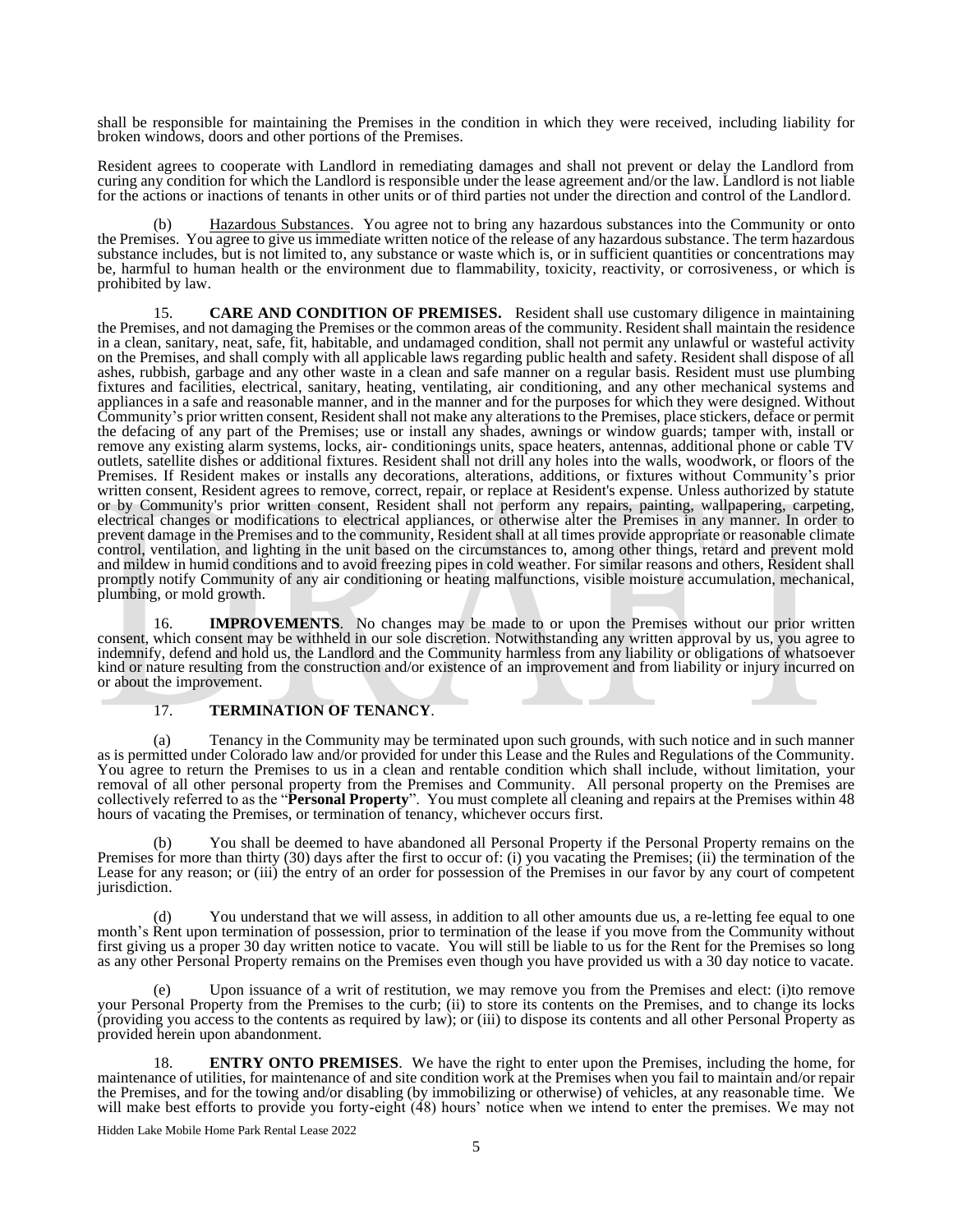shall be responsible for maintaining the Premises in the condition in which they were received, including liability for broken windows, doors and other portions of the Premises.

Resident agrees to cooperate with Landlord in remediating damages and shall not prevent or delay the Landlord from curing any condition for which the Landlord is responsible under the lease agreement and/or the law. Landlord is not liable for the actions or inactions of tenants in other units or of third parties not under the direction and control of the Landlord.

(b) Hazardous Substances. You agree not to bring any hazardous substances into the Community or onto the Premises. You agree to give us immediate written notice of the release of any hazardous substance. The term hazardous substance includes, but is not limited to, any substance or waste which is, or in sufficient quantities or concentrations may be, harmful to human health or the environment due to flammability, toxicity, reactivity, or corrosiveness, or which is prohibited by law.

15. **CARE AND CONDITION OF PREMISES.** Resident shall use customary diligence in maintaining the Premises, and not damaging the Premises or the common areas of the community. Resident shall maintain the residence in a clean, sanitary, neat, safe, fit, habitable, and undamaged condition, shall not permit any unlawful or wasteful activity on the Premises, and shall comply with all applicable laws regarding public health and safety. Resident shall dispose of all ashes, rubbish, garbage and any other waste in a clean and safe manner on a regular basis. Resident must use plumbing fixtures and facilities, electrical, sanitary, heating, ventilating, air conditioning, and any other mechanical systems and appliances in a safe and reasonable manner, and in the manner and for the purposes for which they were designed. Without Community's prior written consent, Resident shall not make any alterations to the Premises, place stickers, deface or permit the defacing of any part of the Premises; use or install any shades, awnings or window guards; tamper with, install or remove any existing alarm systems, locks, air- conditionings units, space heaters, antennas, additional phone or cable TV outlets, satellite dishes or additional fixtures. Resident shall not drill any holes into the walls, woodwork, or floors of the Premises. If Resident makes or installs any decorations, alterations, additions, or fixtures without Community's prior written consent, Resident agrees to remove, correct, repair, or replace at Resident's expense. Unless authorized by statute or by Community's prior written consent, Resident shall not perform any repairs, painting, wallpapering, carpeting, electrical changes or modifications to electrical appliances, or otherwise alter the Premises in any manner. In order to prevent damage in the Premises and to the community, Resident shall at all times provide appropriate or reasonable climate control, ventilation, and lighting in the unit based on the circumstances to, among other things, retard and prevent mold and mildew in humid conditions and to avoid freezing pipes in cold weather. For similar reasons and others, Resident shall promptly notify Community of any air conditioning or heating malfunctions, visible moisture accumulation, mechanical, plumbing, or mold growth.

16. **IMPROVEMENTS**. No changes may be made to or upon the Premises without our prior written consent, which consent may be withheld in our sole discretion. Notwithstanding any written approval by us, you agree to indemnify, defend and hold us, the Landlord and the Community harmless from any liability or obligations of whatsoever kind or nature resulting from the construction and/or existence of an improvement and from liability or injury incurred on or about the improvement.

17. **TERMINATION OF TENANCY**.

(a) Tenancy in the Community may be terminated upon such grounds, with such notice and in such manner as is permitted under Colorado law and/or provided for under this Lease and the Rules and Regulations of the Community. You agree to return the Premises to us in a clean and rentable condition which shall include, without limitation, your removal of all other personal property from the Premises and Community. All personal property on the Premises are collectively referred to as the "**Personal Property**". You must complete all cleaning and repairs at the Premises within 48 hours of vacating the Premises, or termination of tenancy, whichever occurs first.

(b) You shall be deemed to have abandoned all Personal Property if the Personal Property remains on the Premises for more than thirty (30) days after the first to occur of: (i) you vacating the Premises; (ii) the termination of the Lease for any reason; or (iii) the entry of an order for possession of the Premises in our favor by any court of competent jurisdiction.

(d) You understand that we will assess, in addition to all other amounts due us, a re-letting fee equal to one month's Rent upon termination of possession, prior to termination of the lease if you move from the Community without first giving us a proper 30 day written notice to vacate. You will still be liable to us for the Rent for the Premises so long as any other Personal Property remains on the Premises even though you have provided us with a 30 day notice to vacate.

(e) Upon issuance of a writ of restitution, we may remove you from the Premises and elect: (i)to remove your Personal Property from the Premises to the curb; (ii) to store its contents on the Premises, and to change its locks (providing you access to the contents as required by law); or (iii) to dispose its contents and all other Personal Property as provided herein upon abandonment.

18. **ENTRY ONTO PREMISES**. We have the right to enter upon the Premises, including the home, for maintenance of utilities, for maintenance of and site condition work at the Premises when you fail to maintain and/or repair the Premises, and for the towing and/or disabling (by immobilizing or otherwise) of vehicles, at any reasonable time. We will make best efforts to provide you forty-eight (48) hours' notice when we intend to enter the premises. We may not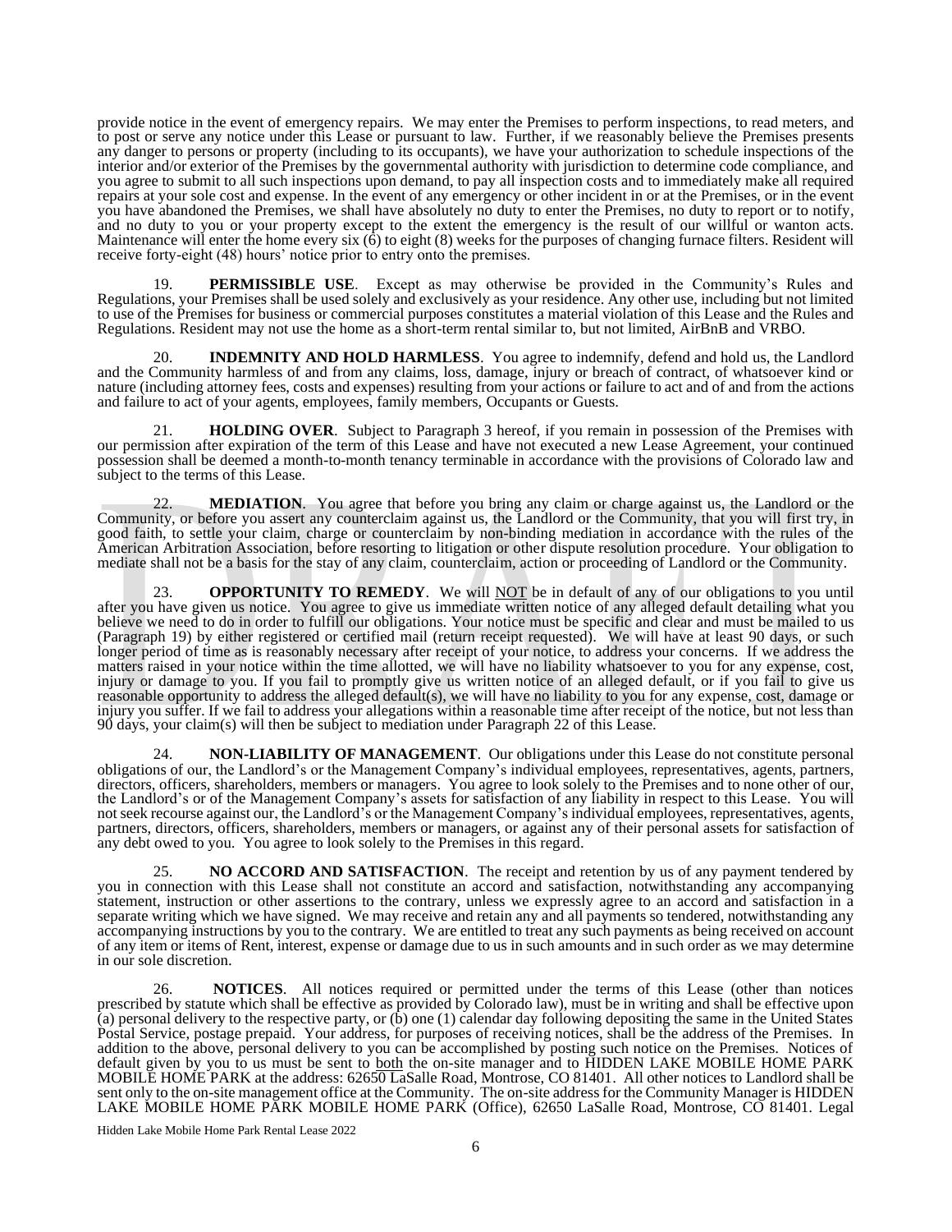provide notice in the event of emergency repairs. We may enter the Premises to perform inspections, to read meters, and to post or serve any notice under this Lease or pursuant to law. Further, if we reasonably believe the Premises presents any danger to persons or property (including to its occupants), we have your authorization to schedule inspections of the interior and/or exterior of the Premises by the governmental authority with jurisdiction to determine code compliance, and you agree to submit to all such inspections upon demand, to pay all inspection costs and to immediately make all required repairs at your sole cost and expense. In the event of any emergency or other incident in or at the Premises, or in the event you have abandoned the Premises, we shall have absolutely no duty to enter the Premises, no duty to report or to notify, and no duty to you or your property except to the extent the emergency is the result of our willful or wanton acts. Maintenance will enter the home every six (6) to eight (8) weeks for the purposes of changing furnace filters. Resident will receive forty-eight (48) hours' notice prior to entry onto the premises.

19. **PERMISSIBLE USE**. Except as may otherwise be provided in the Community's Rules and Regulations, your Premises shall be used solely and exclusively as your residence. Any other use, including but not limited to use of the Premises for business or commercial purposes constitutes a material violation of this Lease and the Rules and Regulations. Resident may not use the home as a short-term rental similar to, but not limited, AirBnB and VRBO.

20. **INDEMNITY AND HOLD HARMLESS**. You agree to indemnify, defend and hold us, the Landlord and the Community harmless of and from any claims, loss, damage, injury or breach of contract, of whatsoever kind or nature (including attorney fees, costs and expenses) resulting from your actions or failure to act and of and from the actions and failure to act of your agents, employees, family members, Occupants or Guests.

21. **HOLDING OVER**. Subject to Paragraph 3 hereof, if you remain in possession of the Premises with our permission after expiration of the term of this Lease and have not executed a new Lease Agreement, your continued possession shall be deemed a month-to-month tenancy terminable in accordance with the provisions of Colorado law and subject to the terms of this Lease.

22. **MEDIATION**. You agree that before you bring any claim or charge against us, the Landlord or the Community, or before you assert any counterclaim against us, the Landlord or the Community, that you will first try, in good faith, to settle your claim, charge or counterclaim by non-binding mediation in accordance with the rules of the American Arbitration Association, before resorting to litigation or other dispute resolution procedure. Your obligation to mediate shall not be a basis for the stay of any claim, counterclaim, action or proceeding of Landlord or the Community.

23. **OPPORTUNITY TO REMEDY**. We will NOT be in default of any of our obligations to you until after you have given us notice. You agree to give us immediate written notice of any alleged default detailing what you believe we need to do in order to fulfill our obligations. Your notice must be specific and clear and must be mailed to us (Paragraph 19) by either registered or certified mail (return receipt requested). We will have at least 90 days, or such longer period of time as is reasonably necessary after receipt of your notice, to address your concerns. If we address the matters raised in your notice within the time allotted, we will have no liability whatsoever to you for any expense, cost, injury or damage to you. If you fail to promptly give us written notice of an alleged default, or if you fail to give us reasonable opportunity to address the alleged default(s), we will have no liability to you for any expense, cost, damage or injury you suffer. If we fail to address your allegations within a reasonable time after receipt of the notice, but not less than 90 days, your claim(s) will then be subject to mediation under Paragraph 22 of this Lease.

24. **NON-LIABILITY OF MANAGEMENT**. Our obligations under this Lease do not constitute personal obligations of our, the Landlord's or the Management Company's individual employees, representatives, agents, partners, directors, officers, shareholders, members or managers. You agree to look solely to the Premises and to none other of our, the Landlord's or of the Management Company's assets for satisfaction of any liability in respect to this Lease. You will not seek recourse against our, the Landlord's or the Management Company's individual employees, representatives, agents, partners, directors, officers, shareholders, members or managers, or against any of their personal assets for satisfaction of any debt owed to you. You agree to look solely to the Premises in this regard.

25. **NO ACCORD AND SATISFACTION**. The receipt and retention by us of any payment tendered by you in connection with this Lease shall not constitute an accord and satisfaction, notwithstanding any accompanying statement, instruction or other assertions to the contrary, unless we expressly agree to an accord and satisfaction in a separate writing which we have signed. We may receive and retain any and all payments so tendered, notwithstanding any accompanying instructions by you to the contrary. We are entitled to treat any such payments as being received on account of any item or items of Rent, interest, expense or damage due to us in such amounts and in such order as we may determine in our sole discretion.

26. **NOTICES**. All notices required or permitted under the terms of this Lease (other than notices prescribed by statute which shall be effective as provided by Colorado law), must be in writing and shall be effective upon (a) personal delivery to the respective party, or (b) one (1) calendar day following depositing the same in the United States Postal Service, postage prepaid. Your address, for purposes of receiving notices, shall be the address of the Premises. In addition to the above, personal delivery to you can be accomplished by posting such notice on the Premises. Notices of default given by you to us must be sent to both the on-site manager and to HIDDEN LAKE MOBILE HOME PARK MOBILE HOME PARK at the address: 62650 LaSalle Road, Montrose, CO 81401. All other notices to Landlord shall be sent only to the on-site management office at the Community. The on-site address for the Community Manager is HIDDEN LAKE MOBILE HOME PARK MOBILE HOME PARK (Office), 62650 LaSalle Road, Montrose, CO 81401. Legal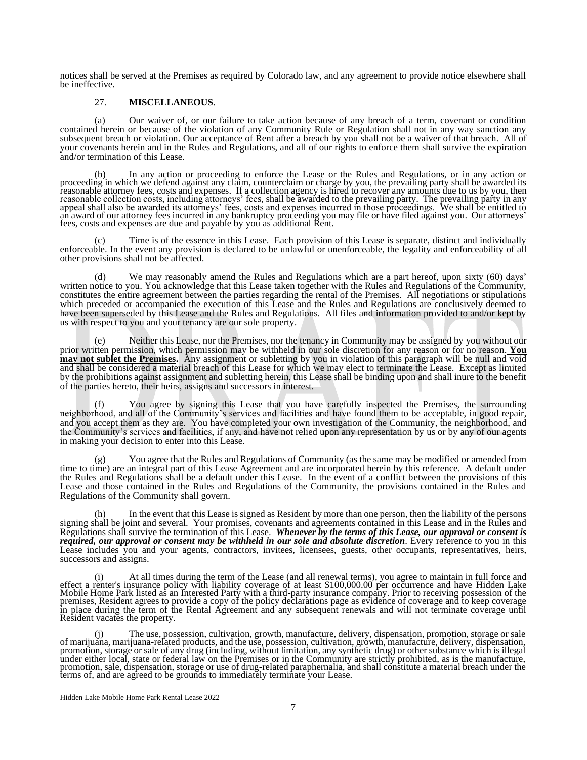notices shall be served at the Premises as required by Colorado law, and any agreement to provide notice elsewhere shall be ineffective.

27. **MISCELLANEOUS**.

(a) Our waiver of, or our failure to take action because of any breach of a term, covenant or condition contained herein or because of the violation of any Community Rule or Regulation shall not in any way sanction any subsequent breach or violation. Our acceptance of Rent after a breach by you shall not be a waiver of that breach. All of your covenants herein and in the Rules and Regulations, and all of our rights to enforce them shall survive the expiration and/or termination of this Lease.

(b) In any action or proceeding to enforce the Lease or the Rules and Regulations, or in any action or proceeding in which we defend against any claim, counterclaim or charge by you, the prevailing party shall be awarded its reasonable attorney fees, costs and expenses. If a collection agency is hired to recover any amounts due to us by you, then reasonable collection costs, including attorneys' fees, shall be awarded to the prevailing party. The prevailing party in any appeal shall also be awarded its attorneys' fees, costs and expenses incurred in those proceedings. We shall be entitled to an award of our attorney fees incurred in any bankruptcy proceeding you may file or have filed against you. Our attorneys' fees, costs and expenses are due and payable by you as additional Rent.

(c) Time is of the essence in this Lease. Each provision of this Lease is separate, distinct and individually enforceable. In the event any provision is declared to be unlawful or unenforceable, the legality and enforceability of all other provisions shall not be affected.

(d) We may reasonably amend the Rules and Regulations which are a part hereof, upon sixty (60) days' written notice to you. You acknowledge that this Lease taken together with the Rules and Regulations of the Community, constitutes the entire agreement between the parties regarding the rental of the Premises. All negotiations or stipulations which preceded or accompanied the execution of this Lease and the Rules and Regulations are conclusively deemed to have been superseded by this Lease and the Rules and Regulations. All files and information provided to and/or kept by us with respect to you and your tenancy are our sole property.

(e) Neither this Lease, nor the Premises, nor the tenancy in Community may be assigned by you without our prior written permission, which permission may be withheld in our sole discretion for any reason or for no reason. **You may not sublet the Premises.** Any assignment or subletting by you in violation of this paragraph will be null and void and shall be considered a material breach of this Lease for which we may elect to terminate the Lease. Except as limited by the prohibitions against assignment and subletting herein, this Lease shall be binding upon and shall inure to the benefit of the parties hereto, their heirs, assigns and successors in interest.

(f) You agree by signing this Lease that you have carefully inspected the Premises, the surrounding neighborhood, and all of the Community's services and facilities and have found them to be acceptable, in good repair, and you accept them as they are. You have completed your own investigation of the Community, the neighborhood, and the Community's services and facilities, if any, and have not relied upon any representation by us or by any of our agents in making your decision to enter into this Lease.

(g) You agree that the Rules and Regulations of Community (as the same may be modified or amended from time to time) are an integral part of this Lease Agreement and are incorporated herein by this reference. A default under the Rules and Regulations shall be a default under this Lease. In the event of a conflict between the provisions of this Lease and those contained in the Rules and Regulations of the Community, the provisions contained in the Rules and Regulations of the Community shall govern.

(h) In the event that this Lease is signed as Resident by more than one person, then the liability of the persons signing shall be joint and several. Your promises, covenants and agreements contained in this Lease and in the Rules and Regulations shall survive the termination of this Lease. ***Whenever by the terms of this Lease, our approval or consent is required, our approval or consent may be withheld in our sole and absolute discretion***. Every reference to you in this Lease includes you and your agents, contractors, invitees, licensees, guests, other occupants, representatives, heirs, successors and assigns.

(i) At all times during the term of the Lease (and all renewal terms), you agree to maintain in full force and effect a renter's insurance policy with liability coverage of at least $100,000.00 per occurrence and have Hidden Lake Mobile Home Park listed as an Interested Party with a third-party insurance company. Prior to receiving possession of the premises, Resident agrees to provide a copy of the policy declarations page as evidence of coverage and to keep coverage in place during the term of the Rental Agreement and any subsequent renewals and will not terminate coverage until Resident vacates the property.

(j) The use, possession, cultivation, growth, manufacture, delivery, dispensation, promotion, storage or sale of marijuana, marijuana-related products, and the use, possession, cultivation, growth, manufacture, delivery, dispensation, promotion, storage or sale of any drug (including, without limitation, any synthetic drug) or other substance which is illegal under either local, state or federal law on the Premises or in the Community are strictly prohibited, as is the manufacture, promotion, sale, dispensation, storage or use of drug-related paraphernalia, and shall constitute a material breach under the terms of, and are agreed to be grounds to immediately terminate your Lease.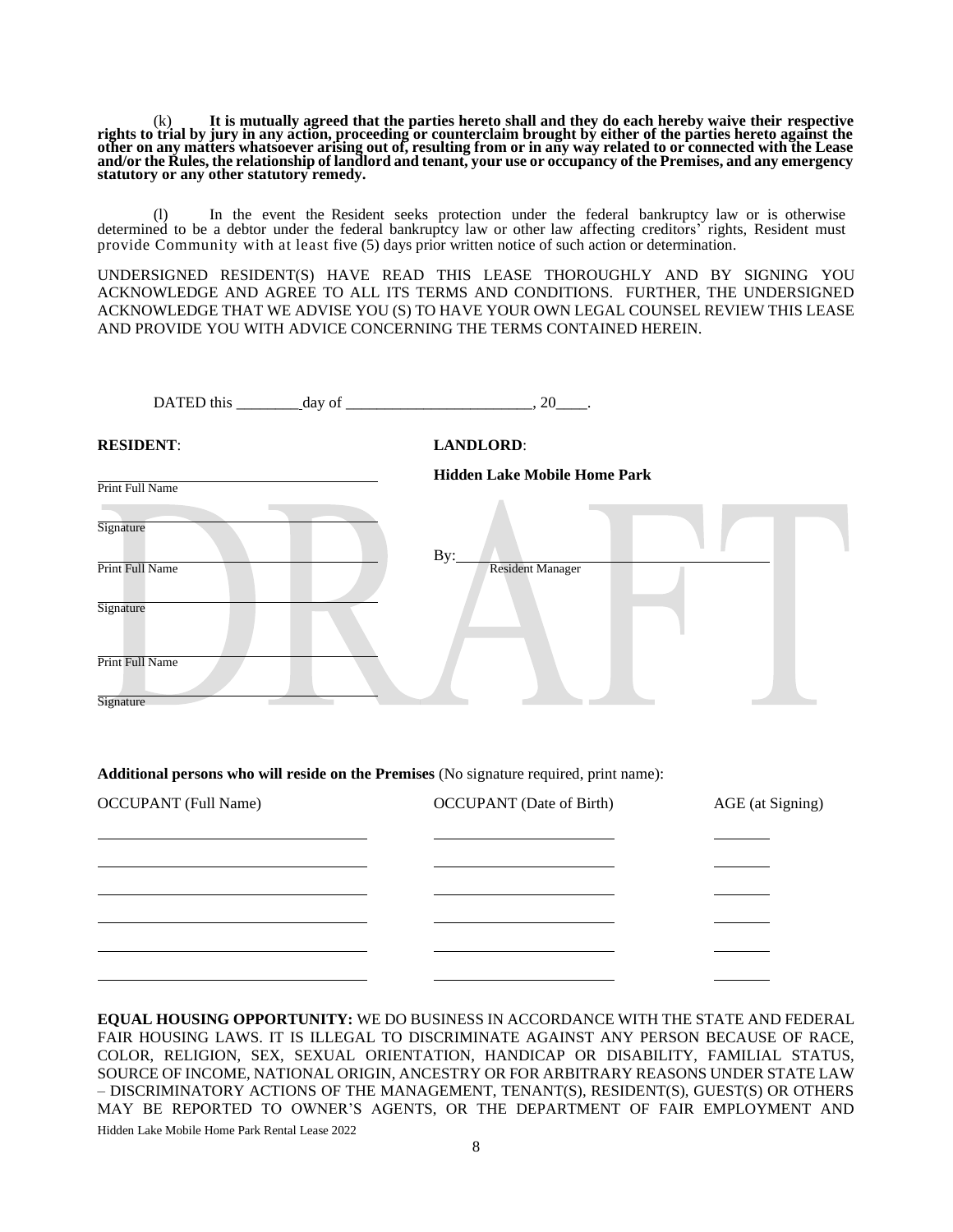(k) **It is mutually agreed that the parties hereto shall and they do each hereby waive their respective rights to trial by jury in any action, proceeding or counterclaim brought by either of the parties hereto against the other on any matters whatsoever arising out of, resulting from or in any way related to or connected with the Lease and/or the Rules, the relationship of landlord and tenant, your use or occupancy of the Premises, and any emergency statutory or any other statutory remedy.**

(l) In the event the Resident seeks protection under the federal bankruptcy law or is otherwise determined to be a debtor under the federal bankruptcy law or other law affecting creditors' rights, Resident must provide Community with at least five (5) days prior written notice of such action or determination.

UNDERSIGNED RESIDENT(S) HAVE READ THIS LEASE THOROUGHLY AND BY SIGNING YOU ACKNOWLEDGE AND AGREE TO ALL ITS TERMS AND CONDITIONS. FURTHER, THE UNDERSIGNED ACKNOWLEDGE THAT WE ADVISE YOU (S) TO HAVE YOUR OWN LEGAL COUNSEL REVIEW THIS LEASE AND PROVIDE YOU WITH ADVICE CONCERNING THE TERMS CONTAINED HEREIN.

DATED this ________day of ________________________, 20____.

**RESIDENT**:

______________________________
Print Full Name

______________________________
Signature

______________________________
Print Full Name

______________________________
Signature

______________________________
Print Full Name

______________________________
Signature

**LANDLORD**:

**Hidden Lake Mobile Home Park**

By:______________________________
Resident Manager

DRAFT

**Additional persons who will reside on the Premises** (No signature required, print name):

| OCCUPANT (Full Name) | OCCUPANT (Date of Birth) | AGE (at Signing) |
|---|---|---|
| | | |
| | | |
| | | |
| | | |
| | | |
| | | |

**EQUAL HOUSING OPPORTUNITY:** WE DO BUSINESS IN ACCORDANCE WITH THE STATE AND FEDERAL FAIR HOUSING LAWS. IT IS ILLEGAL TO DISCRIMINATE AGAINST ANY PERSON BECAUSE OF RACE, COLOR, RELIGION, SEX, SEXUAL ORIENTATION, HANDICAP OR DISABILITY, FAMILIAL STATUS, SOURCE OF INCOME, NATIONAL ORIGIN, ANCESTRY OR FOR ARBITRARY REASONS UNDER STATE LAW – DISCRIMINATORY ACTIONS OF THE MANAGEMENT, TENANT(S), RESIDENT(S), GUEST(S) OR OTHERS MAY BE REPORTED TO OWNER'S AGENTS, OR THE DEPARTMENT OF FAIR EMPLOYMENT AND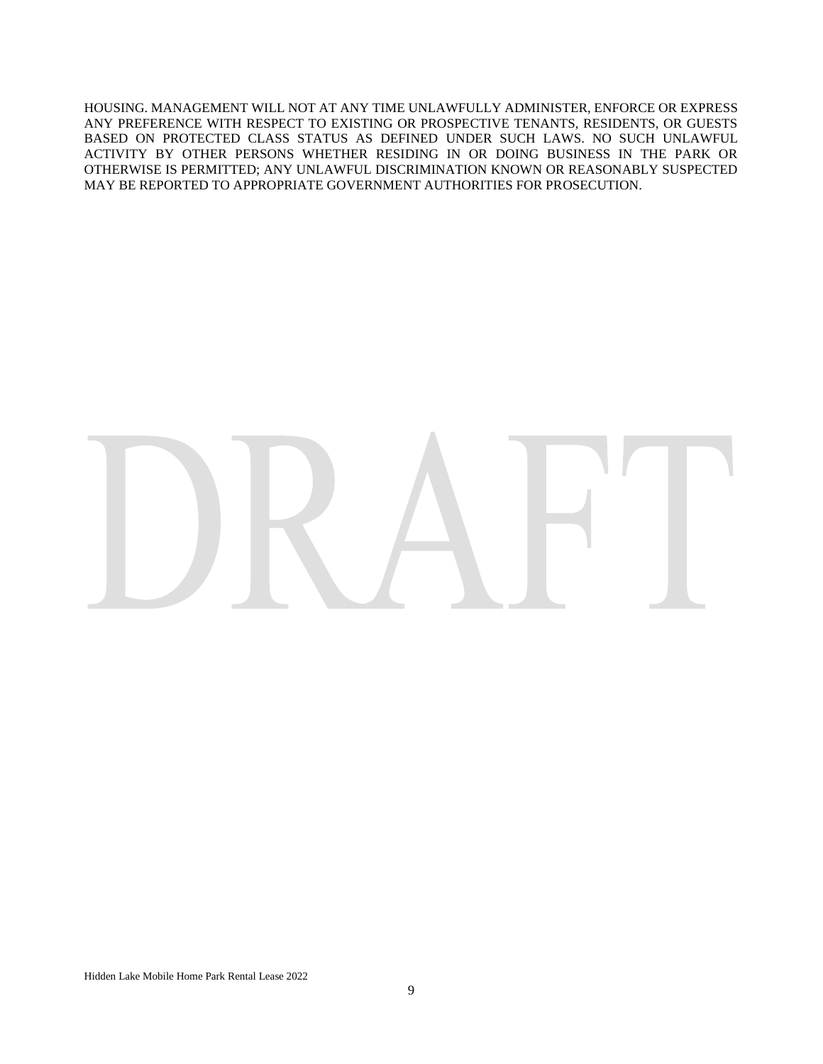HOUSING. MANAGEMENT WILL NOT AT ANY TIME UNLAWFULLY ADMINISTER, ENFORCE OR EXPRESS ANY PREFERENCE WITH RESPECT TO EXISTING OR PROSPECTIVE TENANTS, RESIDENTS, OR GUESTS BASED ON PROTECTED CLASS STATUS AS DEFINED UNDER SUCH LAWS. NO SUCH UNLAWFUL ACTIVITY BY OTHER PERSONS WHETHER RESIDING IN OR DOING BUSINESS IN THE PARK OR OTHERWISE IS PERMITTED; ANY UNLAWFUL DISCRIMINATION KNOWN OR REASONABLY SUSPECTED MAY BE REPORTED TO APPROPRIATE GOVERNMENT AUTHORITIES FOR PROSECUTION.